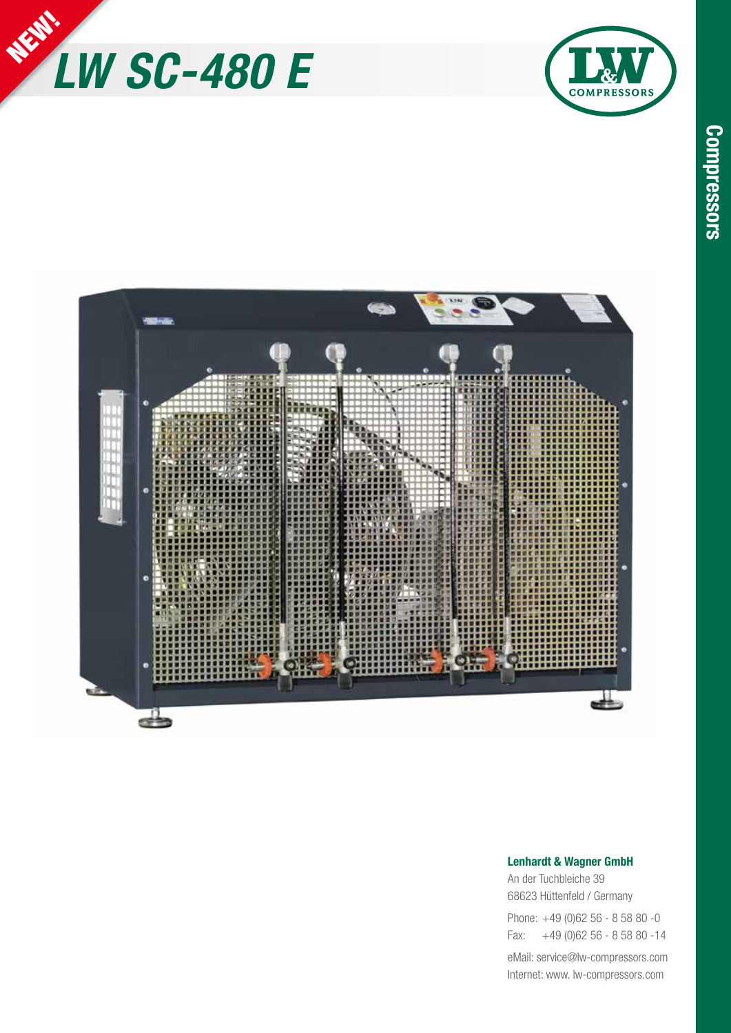NEW!

# LW SC-480 E

Compressors

**Lenhardt & Wagner GmbH**
An der Tuchbleiche 39
68623 Hüttenfeld / Germany

Phone: +49 (0)62 56 - 8 58 80 -0
Fax: +49 (0)62 56 - 8 58 80 -14

eMail: service@lw-compressors.com
Internet: www. lw-compressors.com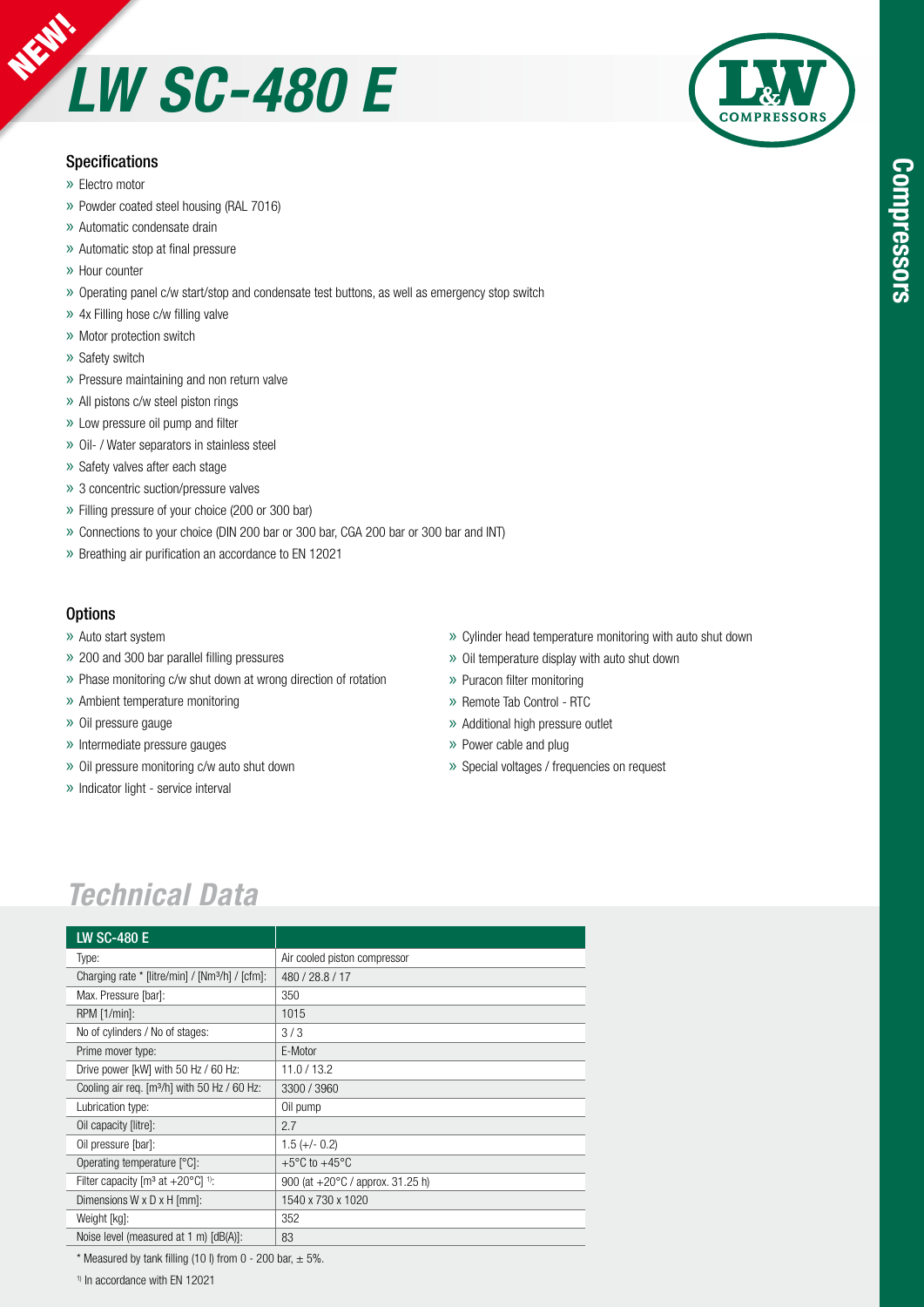NEW!

# LW SC-480 E

### Specifications

- » Electro motor
- » Powder coated steel housing (RAL 7016)
- » Automatic condensate drain
- » Automatic stop at final pressure
- » Hour counter
- » Operating panel c/w start/stop and condensate test buttons, as well as emergency stop switch
- » 4x Filling hose c/w filling valve
- » Motor protection switch
- » Safety switch
- » Pressure maintaining and non return valve
- » All pistons c/w steel piston rings
- » Low pressure oil pump and filter
- » Oil- / Water separators in stainless steel
- » Safety valves after each stage
- » 3 concentric suction/pressure valves
- » Filling pressure of your choice (200 or 300 bar)
- » Connections to your choice (DIN 200 bar or 300 bar, CGA 200 bar or 300 bar and INT)
- » Breathing air purification an accordance to EN 12021

### Options

- » Auto start system
- » 200 and 300 bar parallel filling pressures
- » Phase monitoring c/w shut down at wrong direction of rotation
- » Ambient temperature monitoring
- » Oil pressure gauge
- » Intermediate pressure gauges
- » Oil pressure monitoring c/w auto shut down
- » Indicator light - service interval
- » Cylinder head temperature monitoring with auto shut down
- » Oil temperature display with auto shut down
- » Puracon filter monitoring
- » Remote Tab Control - RTC
- » Additional high pressure outlet
- » Power cable and plug
- » Special voltages / frequencies on request

## *Technical Data*

| LW SC-480 E | |
|---|---|
| Type: | Air cooled piston compressor |
| Charging rate * [litre/min] / [Nm³/h] / [cfm]: | 480 / 28.8 / 17 |
| Max. Pressure [bar]: | 350 |
| RPM [1/min]: | 1015 |
| No of cylinders / No of stages: | 3 / 3 |
| Prime mover type: | E-Motor |
| Drive power [kW] with 50 Hz / 60 Hz: | 11.0 / 13.2 |
| Cooling air req. [m³/h] with 50 Hz / 60 Hz: | 3300 / 3960 |
| Lubrication type: | Oil pump |
| Oil capacity [litre]: | 2.7 |
| Oil pressure [bar]: | 1.5 (+/- 0.2) |
| Operating temperature [°C]: | +5°C to +45°C |
| Filter capacity [m³ at +20°C] [1]: | 900 (at +20°C / approx. 31.25 h) |
| Dimensions W x D x H [mm]: | 1540 x 730 x 1020 |
| Weight [kg]: | 352 |
| Noise level (measured at 1 m) [dB(A)]: | 83 |

* Measured by tank filling (10 l) from 0 - 200 bar, ± 5%.

[1] In accordance with EN 12021